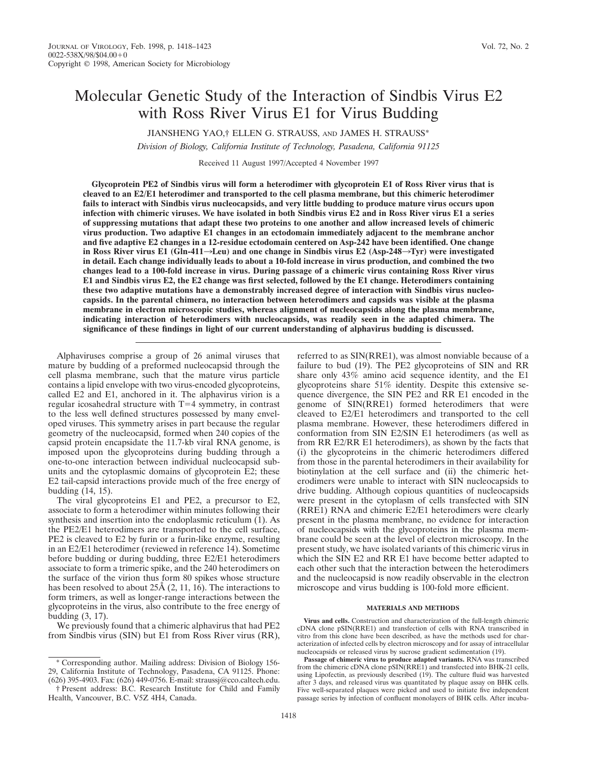# Molecular Genetic Study of the Interaction of Sindbis Virus E2 with Ross River Virus E1 for Virus Budding

JIANSHENG YAO,† ELLEN G. STRAUSS, AND JAMES H. STRAUSS*

*Division of Biology, California Institute of Technology, Pasadena, California 91125*

Received 11 August 1997/Accepted 4 November 1997

**Glycoprotein PE2 of Sindbis virus will form a heterodimer with glycoprotein E1 of Ross River virus that is cleaved to an E2/E1 heterodimer and transported to the cell plasma membrane, but this chimeric heterodimer fails to interact with Sindbis virus nucleocapsids, and very little budding to produce mature virus occurs upon infection with chimeric viruses. We have isolated in both Sindbis virus E2 and in Ross River virus E1 a series of suppressing mutations that adapt these two proteins to one another and allow increased levels of chimeric virus production. Two adaptive E1 changes in an ectodomain immediately adjacent to the membrane anchor and five adaptive E2 changes in a 12-residue ectodomain centered on Asp-242 have been identified. One change in Ross River virus E1 (Gln-411→Leu) and one change in Sindbis virus E2 (Asp-248→Tyr) were investigated in detail. Each change individually leads to about a 10-fold increase in virus production, and combined the two changes lead to a 100-fold increase in virus. During passage of a chimeric virus containing Ross River virus E1 and Sindbis virus E2, the E2 change was first selected, followed by the E1 change. Heterodimers containing these two adaptive mutations have a demonstrably increased degree of interaction with Sindbis virus nucleocapsids. In the parental chimera, no interaction between heterodimers and capsids was visible at the plasma membrane in electron microscopic studies, whereas alignment of nucleocapsids along the plasma membrane, indicating interaction of heterodimers with nucleocapsids, was readily seen in the adapted chimera. The significance of these findings in light of our current understanding of alphavirus budding is discussed.**

Alphaviruses comprise a group of 26 animal viruses that mature by budding of a preformed nucleocapsid through the cell plasma membrane, such that the mature virus particle contains a lipid envelope with two virus-encoded glycoproteins, called E2 and E1, anchored in it. The alphavirus virion is a regular icosahedral structure with T=4 symmetry, in contrast to the less well defined structures possessed by many enveloped viruses. This symmetry arises in part because the regular geometry of the nucleocapsid, formed when 240 copies of the capsid protein encapsidate the 11.7-kb viral RNA genome, is imposed upon the glycoproteins during budding through a one-to-one interaction between individual nucleocapsid subunits and the cytoplasmic domains of glycoprotein E2; these E2 tail-capsid interactions provide much of the free energy of budding (14, 15).

The viral glycoproteins E1 and PE2, a precursor to E2, associate to form a heterodimer within minutes following their synthesis and insertion into the endoplasmic reticulum (1). As the PE2/E1 heterodimers are transported to the cell surface, PE2 is cleaved to E2 by furin or a furin-like enzyme, resulting in an E2/E1 heterodimer (reviewed in reference 14). Sometime before budding or during budding, three E2/E1 heterodimers associate to form a trimeric spike, and the 240 heterodimers on the surface of the virion thus form 80 spikes whose structure has been resolved to about 25Å (2, 11, 16). The interactions to form trimers, as well as longer-range interactions between the glycoproteins in the virus, also contribute to the free energy of budding (3, 17).

We previously found that a chimeric alphavirus that had PE2 from Sindbis virus (SIN) but E1 from Ross River virus (RR), referred to as SIN(RRE1), was almost nonviable because of a failure to bud (19). The PE2 glycoproteins of SIN and RR share only 43% amino acid sequence identity, and the E1 glycoproteins share 51% identity. Despite this extensive sequence divergence, the SIN PE2 and RR E1 encoded in the genome of SIN(RRE1) formed heterodimers that were cleaved to E2/E1 heterodimers and transported to the cell plasma membrane. However, these heterodimers differed in conformation from SIN E2/SIN E1 heterodimers (as well as from RR E2/RR E1 heterodimers), as shown by the facts that (i) the glycoproteins in the chimeric heterodimers differed from those in the parental heterodimers in their availability for biotinylation at the cell surface and (ii) the chimeric heterodimers were unable to interact with SIN nucleocapsids to drive budding. Although copious quantities of nucleocapsids were present in the cytoplasm of cells transfected with SIN (RRE1) RNA and chimeric E2/E1 heterodimers were clearly present in the plasma membrane, no evidence for interaction of nucleocapsids with the glycoproteins in the plasma membrane could be seen at the level of electron microscopy. In the present study, we have isolated variants of this chimeric virus in which the SIN E2 and RR E1 have become better adapted to each other such that the interaction between the heterodimers and the nucleocapsid is now readily observable in the electron microscope and virus budding is 100-fold more efficient.

## MATERIALS AND METHODS

**Virus and cells.** Construction and characterization of the full-length chimeric cDNA clone pSIN(RRE1) and transfection of cells with RNA transcribed in vitro from this clone have been described, as have the methods used for characterization of infected cells by electron microscopy and for assay of intracellular nucleocapsids or released virus by sucrose gradient sedimentation (19).

**Passage of chimeric virus to produce adapted variants.** RNA was transcribed from the chimeric cDNA clone pSIN(RRE1) and transfected into BHK-21 cells, using Lipofectin, as previously described (19). The culture fluid was harvested after 3 days, and released virus was quantitated by plaque assay on BHK cells. Five well-separated plaques were picked and used to initiate five independent passage series by infection of confluent monolayers of BHK cells. After incuba-

---

* Corresponding author. Mailing address: Division of Biology 156-29, California Institute of Technology, Pasadena, CA 91125. Phone: (626) 395-4903. Fax: (626) 449-0756. E-mail: straussj@cco.caltech.edu.

† Present address: B.C. Research Institute for Child and Family Health, Vancouver, B.C. V5Z 4H4, Canada.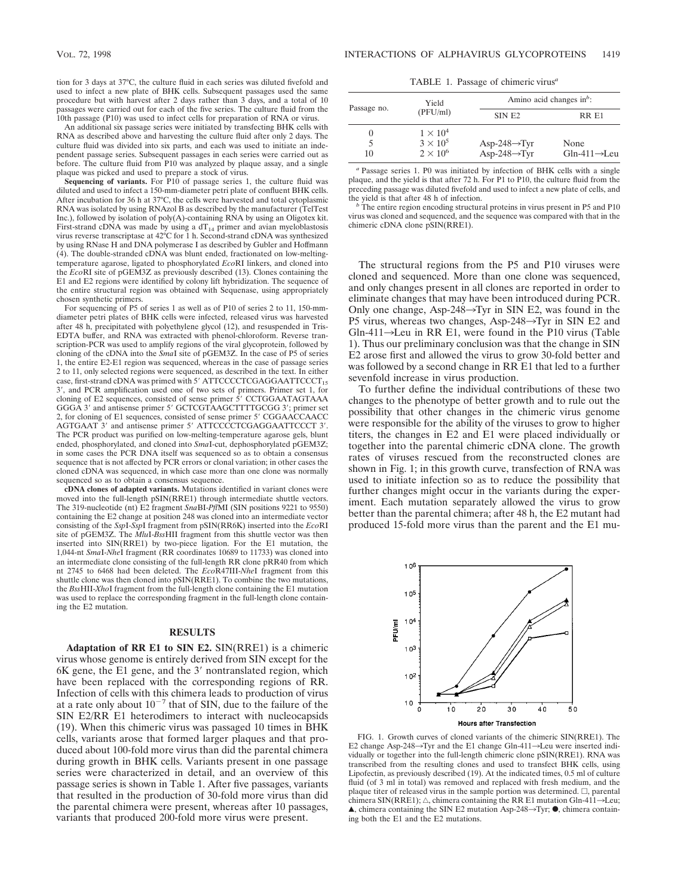tion for 3 days at 37°C, the culture fluid in each series was diluted fivefold and used to infect a new plate of BHK cells. Subsequent passages used the same procedure but with harvest after 2 days rather than 3 days, and a total of 10 passages were carried out for each of the five series. The culture fluid from the 10th passage (P10) was used to infect cells for preparation of RNA or virus.

An additional six passage series were initiated by transfecting BHK cells with RNA as described above and harvesting the culture fluid after only 2 days. The culture fluid was divided into six parts, and each was used to initiate an independent passage series. Subsequent passages in each series were carried out as before. The culture fluid from P10 was analyzed by plaque assay, and a single plaque was picked and used to prepare a stock of virus.

**Sequencing of variants.** For P10 of passage series 1, the culture fluid was diluted and used to infect a 150-mm-diameter petri plate of confluent BHK cells. After incubation for 36 h at 37°C, the cells were harvested and total cytoplasmic RNA was isolated by using RNAzol B as described by the manufacturer (TelTest Inc.), followed by isolation of poly(A)-containing RNA by using an Oligotex kit. First-strand cDNA was made by using a $dT_{14}$ primer and avian myeloblastosis virus reverse transcriptase at 42°C for 1 h. Second-strand cDNA was synthesized by using RNase H and DNA polymerase I as described by Gubler and Hoffmann (4). The double-stranded cDNA was blunt ended, fractionated on low-melting-temperature agarose, ligated to phosphorylated *Eco*RI linkers, and cloned into the *Eco*RI site of pGEM3Z as previously described (13). Clones containing the E1 and E2 regions were identified by colony lift hybridization. The sequence of the entire structural region was obtained with Sequenase, using appropriately chosen synthetic primers.

For sequencing of P5 of series 1 as well as of P10 of series 2 to 11, 150-mm-diameter petri plates of BHK cells were infected, released virus was harvested after 48 h, precipitated with polyethylene glycol (12), and resuspended in Tris-EDTA buffer, and RNA was extracted with phenol-chloroform. Reverse transcription-PCR was used to amplify regions of the viral glycoprotein, followed by cloning of the cDNA into the *Sma*I site of pGEM3Z. In the case of P5 of series 1, the entire E2-E1 region was sequenced, whereas in the case of passage series 2 to 11, only selected regions were sequenced, as described in the text. In either case, first-strand cDNA was primed with 5′ ATTCCCCTCGAGGAATTCCCT$_{15}$ 3′, and PCR amplification used one of two sets of primers. Primer set 1, for cloning of E2 sequences, consisted of sense primer 5′ CCTGGAATAGTAAA GGGA 3′ and antisense primer 5′ GCTCGTAAGCTTTTGCGG 3′; primer set 2, for cloning of E1 sequences, consisted of sense primer 5′ CGGAACCAACC AGTGAAT 3′ and antisense primer 5′ ATTCCCCTCGAGGAATTCCCT 3′. The PCR product was purified on low-melting-temperature agarose gels, blunt ended, phosphorylated, and cloned into *Sma*I-cut, dephosphorylated pGEM3Z; in some cases the PCR DNA itself was sequenced so as to obtain a consensus sequence that is not affected by PCR errors or clonal variation; in other cases the cloned cDNA was sequenced, in which case more than one clone was normally sequenced so as to obtain a consensus sequence.

**cDNA clones of adapted variants.** Mutations identified in variant clones were moved into the full-length pSIN(RRE1) through intermediate shuttle vectors. The 319-nucleotide (nt) E2 fragment *Sna*BI-*Pfl*MI (SIN positions 9221 to 9550) containing the E2 change at position 248 was cloned into an intermediate vector consisting of the *Ssp*I-*Ssp*I fragment from pSIN(RR6K) inserted into the *Eco*RI site of pGEM3Z. The *Mlu*I-*Bss*HII fragment from this shuttle vector was then inserted into SIN(RRE1) by two-piece ligation. For the E1 mutation, the 1,044-nt *Sma*I-*Nhe*I fragment (RR coordinates 10689 to 11733) was cloned into an intermediate clone consisting of the full-length RR clone pRR40 from which nt 2745 to 6468 had been deleted. The *Eco*R47III-*Nhe*I fragment from this shuttle clone was then cloned into pSIN(RRE1). To combine the two mutations, the *Bss*HII-*Xho*I fragment from the full-length clone containing the E1 mutation was used to replace the corresponding fragment in the full-length clone containing the E2 mutation.

## RESULTS

**Adaptation of RR E1 to SIN E2.** SIN(RRE1) is a chimeric virus whose genome is entirely derived from SIN except for the 6K gene, the E1 gene, and the 3′ nontranslated region, which have been replaced with the corresponding regions of RR. Infection of cells with this chimera leads to production of virus at a rate only about $10^{-7}$ that of SIN, due to the failure of the SIN E2/RR E1 heterodimers to interact with nucleocapsids (19). When this chimeric virus was passaged 10 times in BHK cells, variants arose that formed larger plaques and that produced about 100-fold more virus than did the parental chimera during growth in BHK cells. Variants present in one passage series were characterized in detail, and an overview of this passage series is shown in Table 1. After five passages, variants that resulted in the production of 30-fold more virus than did the parental chimera were present, whereas after 10 passages, variants that produced 200-fold more virus were present.

TABLE 1. Passage of chimeric virus[a]

| Passage no. | Yield (PFU/ml) | Amino acid changes in[b]: | |
|---|---|---|---|
| | | SIN E2 | RR E1 |
| 0 | $1 \times 10^4$ | | |
| 5 | $3 \times 10^5$ | Asp-248→Tyr | None |
| 10 | $2 \times 10^6$ | Asp-248→Tyr | Gln-411→Leu |

[a] Passage series 1. P0 was initiated by infection of BHK cells with a single plaque, and the yield is that after 72 h. For P1 to P10, the culture fluid from the preceding passage was diluted fivefold and used to infect a new plate of cells, and the yield is that after 48 h of infection.

[b] The entire region encoding structural proteins in virus present in P5 and P10 virus was cloned and sequenced, and the sequence was compared with that in the chimeric cDNA clone pSIN(RRE1).

The structural regions from the P5 and P10 viruses were cloned and sequenced. More than one clone was sequenced, and only changes present in all clones are reported in order to eliminate changes that may have been introduced during PCR. Only one change, Asp-248→Tyr in SIN E2, was found in the P5 virus, whereas two changes, Asp-248→Tyr in SIN E2 and Gln-411→Leu in RR E1, were found in the P10 virus (Table 1). Thus our preliminary conclusion was that the change in SIN E2 arose first and allowed the virus to grow 30-fold better and was followed by a second change in RR E1 that led to a further sevenfold increase in virus production.

To further define the individual contributions of these two changes to the phenotype of better growth and to rule out the possibility that other changes in the chimeric virus genome were responsible for the ability of the viruses to grow to higher titers, the changes in E2 and E1 were placed individually or together into the parental chimeric cDNA clone. The growth rates of viruses rescued from the reconstructed clones are shown in Fig. 1; in this growth curve, transfection of RNA was used to initiate infection so as to reduce the possibility that further changes might occur in the variants during the experiment. Each mutation separately allowed the virus to grow better than the parental chimera; after 48 h, the E2 mutant had produced 15-fold more virus than the parent and the E1 mu-

FIG. 1. Growth curves of cloned variants of the chimeric SIN(RRE1). The E2 change Asp-248→Tyr and the E1 change Gln-411→Leu were inserted individually or together into the full-length chimeric clone pSIN(RRE1). RNA was transcribed from the resulting clones and used to transfect BHK cells, using Lipofectin, as previously described (19). At the indicated times, 0.5 ml of culture fluid (of 3 ml in total) was removed and replaced with fresh medium, and the plaque titer of released virus in the sample portion was determined. □, parental chimera SIN(RRE1); △, chimera containing the RR E1 mutation Gln-411→Leu; ▲, chimera containing the SIN E2 mutation Asp-248→Tyr; ●, chimera containing both the E1 and the E2 mutations.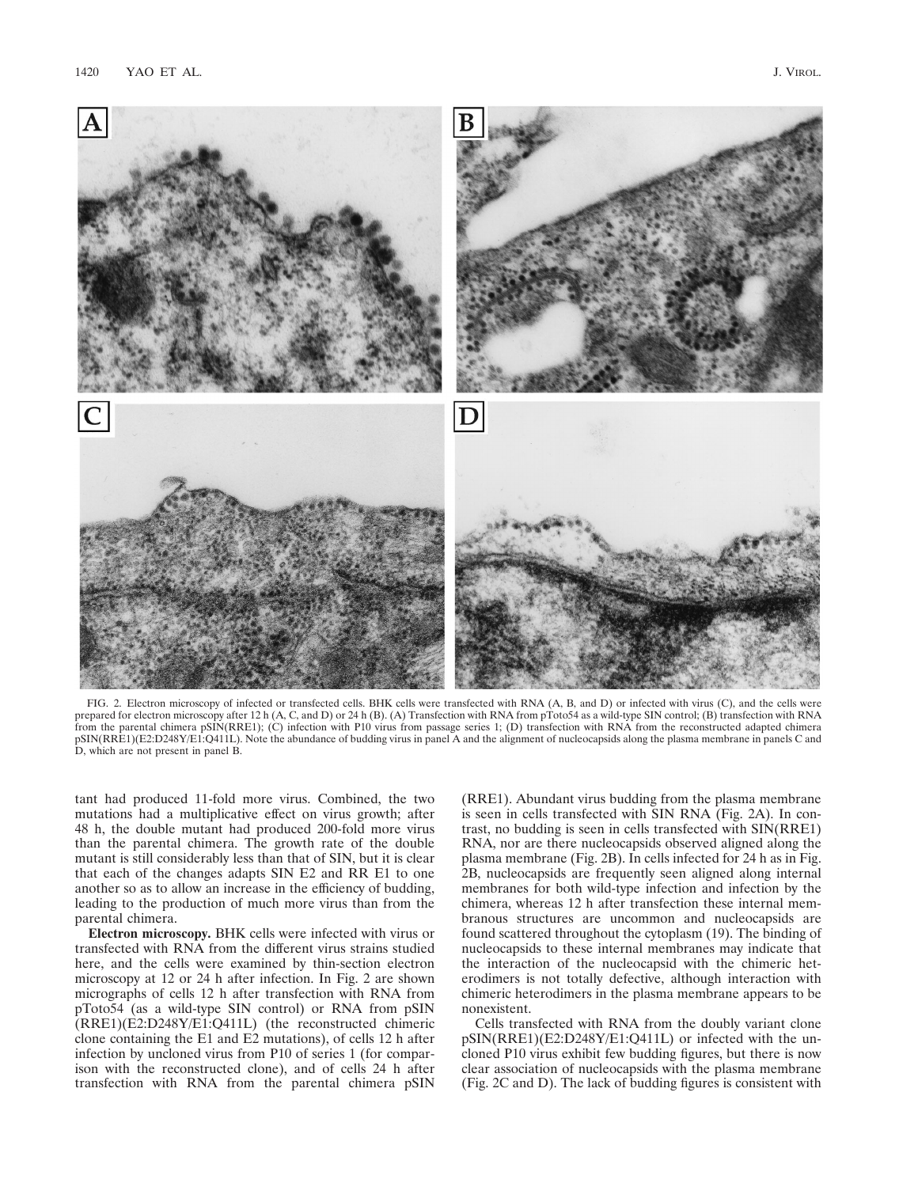FIG. 2. Electron microscopy of infected or transfected cells. BHK cells were transfected with RNA (A, B, and D) or infected with virus (C), and the cells were prepared for electron microscopy after 12 h (A, C, and D) or 24 h (B). (A) Transfection with RNA from pToto54 as a wild-type SIN control; (B) transfection with RNA from the parental chimera pSIN(RRE1); (C) infection with P10 virus from passage series 1; (D) transfection with RNA from the reconstructed adapted chimera pSIN(RRE1)(E2:D248Y/E1:Q411L). Note the abundance of budding virus in panel A and the alignment of nucleocapsids along the plasma membrane in panels C and D, which are not present in panel B.

tant had produced 11-fold more virus. Combined, the two mutations had a multiplicative effect on virus growth; after 48 h, the double mutant had produced 200-fold more virus than the parental chimera. The growth rate of the double mutant is still considerably less than that of SIN, but it is clear that each of the changes adapts SIN E2 and RR E1 to one another so as to allow an increase in the efficiency of budding, leading to the production of much more virus than from the parental chimera.

**Electron microscopy.** BHK cells were infected with virus or transfected with RNA from the different virus strains studied here, and the cells were examined by thin-section electron microscopy at 12 or 24 h after infection. In Fig. 2 are shown micrographs of cells 12 h after transfection with RNA from pToto54 (as a wild-type SIN control) or RNA from pSIN (RRE1)(E2:D248Y/E1:Q411L) (the reconstructed chimeric clone containing the E1 and E2 mutations), of cells 12 h after infection by uncloned virus from P10 of series 1 (for comparison with the reconstructed clone), and of cells 24 h after transfection with RNA from the parental chimera pSIN (RRE1). Abundant virus budding from the plasma membrane is seen in cells transfected with SIN RNA (Fig. 2A). In contrast, no budding is seen in cells transfected with SIN(RRE1) RNA, nor are there nucleocapsids observed aligned along the plasma membrane (Fig. 2B). In cells infected for 24 h as in Fig. 2B, nucleocapsids are frequently seen aligned along internal membranes for both wild-type infection and infection by the chimera, whereas 12 h after transfection these internal membranous structures are uncommon and nucleocapsids are found scattered throughout the cytoplasm (19). The binding of nucleocapsids to these internal membranes may indicate that the interaction of the nucleocapsid with the chimeric heterodimers is not totally defective, although interaction with chimeric heterodimers in the plasma membrane appears to be nonexistent.

Cells transfected with RNA from the doubly variant clone pSIN(RRE1)(E2:D248Y/E1:Q411L) or infected with the uncloned P10 virus exhibit few budding figures, but there is now clear association of nucleocapsids with the plasma membrane (Fig. 2C and D). The lack of budding figures is consistent with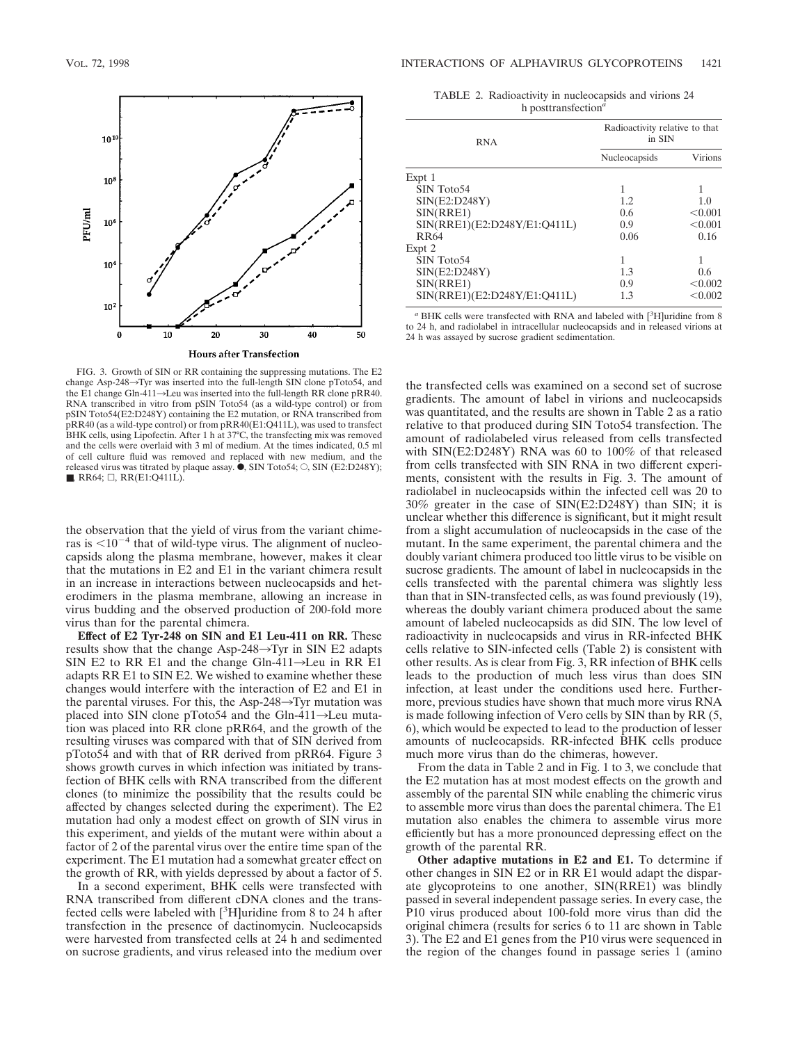FIG. 3. Growth of SIN or RR containing the suppressing mutations. The E2 change Asp-248→Tyr was inserted into the full-length SIN clone pToto54, and the E1 change Gln-411→Leu was inserted into the full-length RR clone pRR40. RNA transcribed in vitro from pSIN Toto54 (as a wild-type control) or from pSIN Toto54(E2:D248Y) containing the E2 mutation, or RNA transcribed from pRR40 (as a wild-type control) or from pRR40(E1:Q411L), was used to transfect BHK cells, using Lipofectin. After 1 h at 37°C, the transfecting mix was removed and the cells were overlaid with 3 ml of medium. At the times indicated, 0.5 ml of cell culture fluid was removed and replaced with new medium, and the released virus was titrated by plaque assay. ●, SIN Toto54; ○, SIN (E2:D248Y); ■, RR64; □, RR(E1:Q411L).

the observation that the yield of virus from the variant chimeras is $<10^{-4}$ that of wild-type virus. The alignment of nucleocapsids along the plasma membrane, however, makes it clear that the mutations in E2 and E1 in the variant chimera result in an increase in interactions between nucleocapsids and heterodimers in the plasma membrane, allowing an increase in virus budding and the observed production of 200-fold more virus than for the parental chimera.

**Effect of E2 Tyr-248 on SIN and E1 Leu-411 on RR.** These results show that the change Asp-248→Tyr in SIN E2 adapts SIN E2 to RR E1 and the change Gln-411→Leu in RR E1 adapts RR E1 to SIN E2. We wished to examine whether these changes would interfere with the interaction of E2 and E1 in the parental viruses. For this, the Asp-248→Tyr mutation was placed into SIN clone pToto54 and the Gln-411→Leu mutation was placed into RR clone pRR64, and the growth of the resulting viruses was compared with that of SIN derived from pToto54 and with that of RR derived from pRR64. Figure 3 shows growth curves in which infection was initiated by transfection of BHK cells with RNA transcribed from the different clones (to minimize the possibility that the results could be affected by changes selected during the experiment). The E2 mutation had only a modest effect on growth of SIN virus in this experiment, and yields of the mutant were within about a factor of 2 of the parental virus over the entire time span of the experiment. The E1 mutation had a somewhat greater effect on the growth of RR, with yields depressed by about a factor of 5.

In a second experiment, BHK cells were transfected with RNA transcribed from different cDNA clones and the transfected cells were labeled with [$^3$H]uridine from 8 to 24 h after transfection in the presence of dactinomycin. Nucleocapsids were harvested from transfected cells at 24 h and sedimented on sucrose gradients, and virus released into the medium over the transfected cells was examined on a second set of sucrose gradients. The amount of label in virions and nucleocapsids was quantitated, and the results are shown in Table 2 as a ratio relative to that produced during SIN Toto54 transfection. The amount of radiolabeled virus released from cells transfected with SIN(E2:D248Y) RNA was 60 to 100% of that released from cells transfected with SIN RNA in two different experiments, consistent with the results in Fig. 3. The amount of radiolabel in nucleocapsids within the infected cell was 20 to 30% greater in the case of SIN(E2:D248Y) than SIN; it is unclear whether this difference is significant, but it might result from a slight accumulation of nucleocapsids in the case of the mutant. In the same experiment, the parental chimera and the doubly variant chimera produced too little virus to be visible on sucrose gradients. The amount of label in nucleocapsids in the cells transfected with the parental chimera was slightly less than that in SIN-transfected cells, as was found previously (19), whereas the doubly variant chimera produced about the same amount of labeled nucleocapsids as did SIN. The low level of radioactivity in nucleocapsids and virus in RR-infected BHK cells relative to SIN-infected cells (Table 2) is consistent with other results. As is clear from Fig. 3, RR infection of BHK cells leads to the production of much less virus than does SIN infection, at least under the conditions used here. Furthermore, previous studies have shown that much more virus RNA is made following infection of Vero cells by SIN than by RR (5, 6), which would be expected to lead to the production of lesser amounts of nucleocapsids. RR-infected BHK cells produce much more virus than do the chimeras, however.

TABLE 2. Radioactivity in nucleocapsids and virions 24 h posttransfection[a]

| RNA | Radioactivity relative to that in SIN | |
|---|---|---|
| | Nucleocapsids | Virions |
| Expt 1 | | |
| SIN Toto54 | 1 | 1 |
| SIN(E2:D248Y) | 1.2 | 1.0 |
| SIN(RRE1) | 0.6 | <0.001 |
| SIN(RRE1)(E2:D248Y/E1:Q411L) | 0.9 | <0.001 |
| RR64 | 0.06 | 0.16 |
| Expt 2 | | |
| SIN Toto54 | 1 | 1 |
| SIN(E2:D248Y) | 1.3 | 0.6 |
| SIN(RRE1) | 0.9 | <0.002 |
| SIN(RRE1)(E2:D248Y/E1:Q411L) | 1.3 | <0.002 |

[a] BHK cells were transfected with RNA and labeled with [$^3$H]uridine from 8 to 24 h, and radiolabel in intracellular nucleocapsids and in released virions at 24 h was assayed by sucrose gradient sedimentation.

From the data in Table 2 and in Fig. 1 to 3, we conclude that the E2 mutation has at most modest effects on the growth and assembly of the parental SIN while enabling the chimeric virus to assemble more virus than does the parental chimera. The E1 mutation also enables the chimera to assemble virus more efficiently but has a more pronounced depressing effect on the growth of the parental RR.

**Other adaptive mutations in E2 and E1.** To determine if other changes in SIN E2 or in RR E1 would adapt the disparate glycoproteins to one another, SIN(RRE1) was blindly passed in several independent passage series. In every case, the P10 virus produced about 100-fold more virus than did the original chimera (results for series 6 to 11 are shown in Table 3). The E2 and E1 genes from the P10 virus were sequenced in the region of the changes found in passage series 1 (amino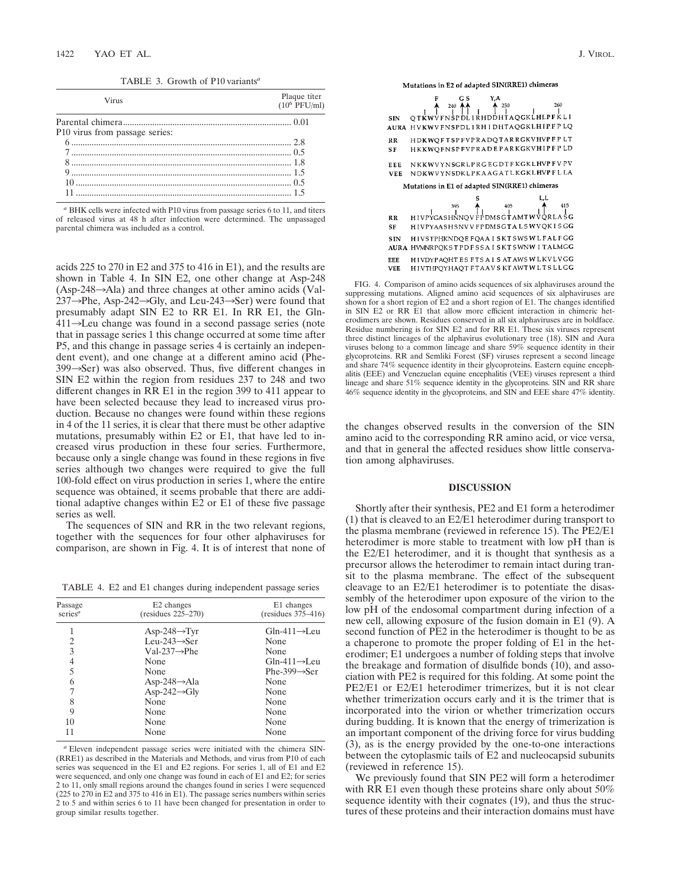TABLE 3. Growth of P10 variants[a]

| Virus | Plaque titer ($10^6$ PFU/ml) |
|---|---|
| Parental chimera | 0.01 |
| P10 virus from passage series: | |
| 6 | 2.8 |
| 7 | 0.5 |
| 8 | 1.8 |
| 9 | 1.5 |
| 10 | 0.5 |
| 11 | 1.5 |

[a] BHK cells were infected with P10 virus from passage series 6 to 11, and titers of released virus at 48 h after infection were determined. The unpassaged parental chimera was included as a control.

acids 225 to 270 in E2 and 375 to 416 in E1), and the results are shown in Table 4. In SIN E2, one other change at Asp-248 (Asp-248→Ala) and three changes at other amino acids (Val-237→Phe, Asp-242→Gly, and Leu-243→Ser) were found that presumably adapt SIN E2 to RR E1. In RR E1, the Gln-411→Leu change was found in a second passage series (note that in passage series 1 this change occurred at some time after P5, and this change in passage series 4 is certainly an independent event), and one change at a different amino acid (Phe-399→Ser) was also observed. Thus, five different changes in SIN E2 within the region from residues 237 to 248 and two different changes in RR E1 in the region 399 to 411 appear to have been selected because they lead to increased virus production. Because no changes were found within these regions in 4 of the 11 series, it is clear that there must be other adaptive mutations, presumably within E2 or E1, that have led to increased virus production in these four series. Furthermore, because only a single change was found in these regions in five series although two changes were required to give the full 100-fold effect on virus production in series 1, where the entire sequence was obtained, it seems probable that there are additional adaptive changes within E2 or E1 of these five passage series as well.

The sequences of SIN and RR in the two relevant regions, together with the sequences for four other alphaviruses for comparison, are shown in Fig. 4. It is of interest that none of the changes observed results in the conversion of the SIN amino acid to the corresponding RR amino acid, or vice versa, and that in general the affected residues show little conservation among alphaviruses.

TABLE 4. E2 and E1 changes during independent passage series

| Passage series[a] | E2 changes (residues 225–270) | E1 changes (residues 375–416) |
|---|---|---|
| 1 | Asp-248→Tyr | Gln-411→Leu |
| 2 | Leu-243→Ser | None |
| 3 | Val-237→Phe | None |
| 4 | None | Gln-411→Leu |
| 5 | None | Phe-399→Ser |
| 6 | Asp-248→Ala | None |
| 7 | Asp-242→Gly | None |
| 8 | None | None |
| 9 | None | None |
| 10 | None | None |
| 11 | None | None |

[a] Eleven independent passage series were initiated with the chimera SIN-(RRE1) as described in the Materials and Methods, and virus from P10 of each series was sequenced in the E1 and E2 regions. For series 1, all of E1 and E2 were sequenced, and only one change was found in each of E1 and E2; for series 2 to 11, only small regions around the changes found in series 1 were sequenced (225 to 270 in E2 and 375 to 416 in E1). The passage series numbers within series 2 to 5 and within series 6 to 11 have been changed for presentation in order to group similar results together.

**Mutations in E2 of adapted SIN(RRE1) chimeras**

```
              F    G S      Y,A
              ^ 240 ^^      ^ 250             260
SIN   QTKWVFNSPDLIRHDDHTAQGKLHLPFKLI
AURA  HVKWVFNSPDLIRHIDHTAQGKLHIPFPLQ
RR    HDKWQFTSPFVPRADQTARRGKVHVPFPLT
SF    HKKWQFNSPFVPRADEPARKGKVHIPFPLD
EEE   NKKWVYNSGRLPRGEGDTFKGKLHVPFVPV
VEE   NDKWVYNSDKLPKAAGATLKGKLHVPFLLA
```

**Mutations in E1 of adapted SIN(RRE1) chimeras**

```
                    S            L,L
          395       ^    405      ^   415
RR    HIVPYGASHNNQVFPDMSGTAMTWVQRLASG
SF    HIVPYAASHSNVVFPDMSGTALSWVQKISGG
SIN   HIVSTPHKNDQEFQAAISKTSWSWLFALFGG
AURA  HVMNRPQKSTPDFSSAISKTSWNWITALMGG
EEE   HIVDYPAQHTESFTSAISATAWSWLKVLVGG
VEE   HIVTHPQYHAQTFTAAVSKTAWTWLTSLLGG
```

FIG. 4. Comparison of amino acids sequences of six alphaviruses around the suppressing mutations. Aligned amino acid sequences of six alphaviruses are shown for a short region of E2 and a short region of E1. The changes identified in SIN E2 or RR E1 that allow more efficient interaction in chimeric heterodimers are shown. Residues conserved in all six alphaviruses are in boldface. Residue numbering is for SIN E2 and for RR E1. These six viruses represent three distinct lineages of the alphavirus evolutionary tree (18). SIN and Aura viruses belong to a common lineage and share 59% sequence identity in their glycoproteins. RR and Semliki Forest (SF) viruses represent a second lineage and share 74% sequence identity in their glycoproteins. Eastern equine encephalitis (EEE) and Venezuelan equine encephalitis (VEE) viruses represent a third lineage and share 51% sequence identity in the glycoproteins. SIN and RR share 46% sequence identity in the glycoproteins, and SIN and EEE share 47% identity.

## DISCUSSION

Shortly after their synthesis, PE2 and E1 form a heterodimer (1) that is cleaved to an E2/E1 heterodimer during transport to the plasma membrane (reviewed in reference 15). The PE2/E1 heterodimer is more stable to treatment with low pH than is the E2/E1 heterodimer, and it is thought that synthesis as a precursor allows the heterodimer to remain intact during transit to the plasma membrane. The effect of the subsequent cleavage to an E2/E1 heterodimer is to potentiate the disassembly of the heterodimer upon exposure of the virion to the low pH of the endosomal compartment during infection of a new cell, allowing exposure of the fusion domain in E1 (9). A second function of PE2 in the heterodimer is thought to be as a chaperone to promote the proper folding of E1 in the heterodimer; E1 undergoes a number of folding steps that involve the breakage and formation of disulfide bonds (10), and association with PE2 is required for this folding. At some point the PE2/E1 or E2/E1 heterodimer trimerizes, but it is not clear whether trimerization occurs early and it is the trimer that is incorporated into the virion or whether trimerization occurs during budding. It is known that the energy of trimerization is an important component of the driving force for virus budding (3), as is the energy provided by the one-to-one interactions between the cytoplasmic tails of E2 and nucleocapsid subunits (reviewed in reference 15).

We previously found that SIN PE2 will form a heterodimer with RR E1 even though these proteins share only about 50% sequence identity with their cognates (19), and thus the structures of these proteins and their interaction domains must have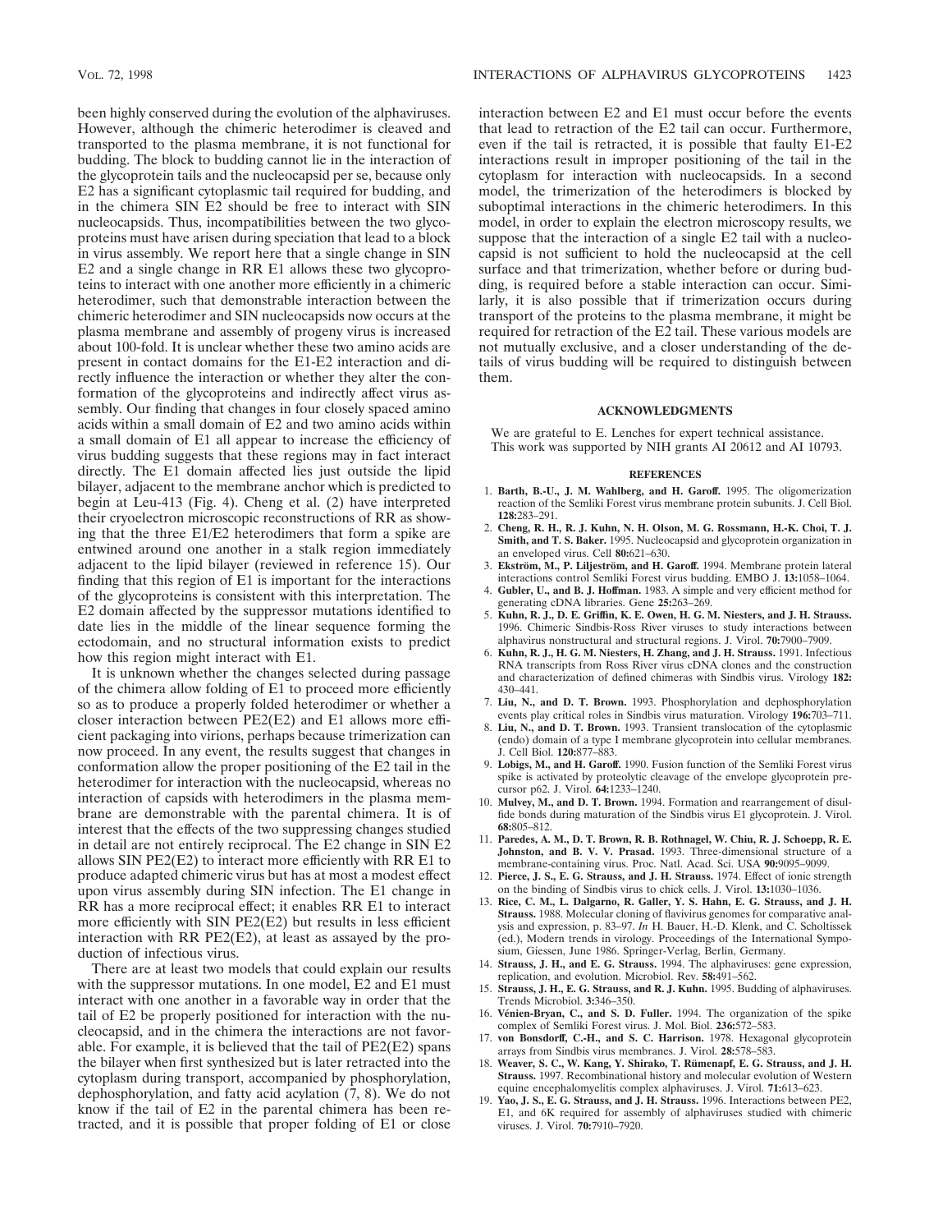been highly conserved during the evolution of the alphaviruses. However, although the chimeric heterodimer is cleaved and transported to the plasma membrane, it is not functional for budding. The block to budding cannot lie in the interaction of the glycoprotein tails and the nucleocapsid per se, because only E2 has a significant cytoplasmic tail required for budding, and in the chimera SIN E2 should be free to interact with SIN nucleocapsids. Thus, incompatibilities between the two glycoproteins must have arisen during speciation that lead to a block in virus assembly. We report here that a single change in SIN E2 and a single change in RR E1 allows these two glycoproteins to interact with one another more efficiently in a chimeric heterodimer, such that demonstrable interaction between the chimeric heterodimer and SIN nucleocapsids now occurs at the plasma membrane and assembly of progeny virus is increased about 100-fold. It is unclear whether these two amino acids are present in contact domains for the E1-E2 interaction and directly influence the interaction or whether they alter the conformation of the glycoproteins and indirectly affect virus assembly. Our finding that changes in four closely spaced amino acids within a small domain of E2 and two amino acids within a small domain of E1 all appear to increase the efficiency of virus budding suggests that these regions may in fact interact directly. The E1 domain affected lies just outside the lipid bilayer, adjacent to the membrane anchor which is predicted to begin at Leu-413 (Fig. 4). Cheng et al. (2) have interpreted their cryoelectron microscopic reconstructions of RR as showing that the three E1/E2 heterodimers that form a spike are entwined around one another in a stalk region immediately adjacent to the lipid bilayer (reviewed in reference 15). Our finding that this region of E1 is important for the interactions of the glycoproteins is consistent with this interpretation. The E2 domain affected by the suppressor mutations identified to date lies in the middle of the linear sequence forming the ectodomain, and no structural information exists to predict how this region might interact with E1.

It is unknown whether the changes selected during passage of the chimera allow folding of E1 to proceed more efficiently so as to produce a properly folded heterodimer or whether a closer interaction between PE2(E2) and E1 allows more efficient packaging into virions, perhaps because trimerization can now proceed. In any event, the results suggest that changes in conformation allow the proper positioning of the E2 tail in the heterodimer for interaction with the nucleocapsid, whereas no interaction of capsids with heterodimers in the plasma membrane are demonstrable with the parental chimera. It is of interest that the effects of the two suppressing changes studied in detail are not entirely reciprocal. The E2 change in SIN E2 allows SIN PE2(E2) to interact more efficiently with RR E1 to produce adapted chimeric virus but has at most a modest effect upon virus assembly during SIN infection. The E1 change in RR has a more reciprocal effect; it enables RR E1 to interact more efficiently with SIN PE2(E2) but results in less efficient interaction with RR PE2(E2), at least as assayed by the production of infectious virus.

There are at least two models that could explain our results with the suppressor mutations. In one model, E2 and E1 must interact with one another in a favorable way in order that the tail of E2 be properly positioned for interaction with the nucleocapsid, and in the chimera the interactions are not favorable. For example, it is believed that the tail of PE2(E2) spans the bilayer when first synthesized but is later retracted into the cytoplasm during transport, accompanied by phosphorylation, dephosphorylation, and fatty acid acylation (7, 8). We do not know if the tail of E2 in the parental chimera has been retracted, and it is possible that proper folding of E1 or close interaction between E2 and E1 must occur before the events that lead to retraction of the E2 tail can occur. Furthermore, even if the tail is retracted, it is possible that faulty E1-E2 interactions result in improper positioning of the tail in the cytoplasm for interaction with nucleocapsids. In a second model, the trimerization of the heterodimers is blocked by suboptimal interactions in the chimeric heterodimers. In this model, in order to explain the electron microscopy results, we suppose that the interaction of a single E2 tail with a nucleocapsid is not sufficient to hold the nucleocapsid at the cell surface and that trimerization, whether before or during budding, is required before a stable interaction can occur. Similarly, it is also possible that if trimerization occurs during transport of the proteins to the plasma membrane, it might be required for retraction of the E2 tail. These various models are not mutually exclusive, and a closer understanding of the details of virus budding will be required to distinguish between them.

## ACKNOWLEDGMENTS

We are grateful to E. Lenches for expert technical assistance. This work was supported by NIH grants AI 20612 and AI 10793.

## REFERENCES

1. **Barth, B.-U., J. M. Wahlberg, and H. Garoff.** 1995. The oligomerization reaction of the Semliki Forest virus membrane protein subunits. J. Cell Biol. **128:**283–291.
2. **Cheng, R. H., R. J. Kuhn, N. H. Olson, M. G. Rossmann, H.-K. Choi, T. J. Smith, and T. S. Baker.** 1995. Nucleocapsid and glycoprotein organization in an enveloped virus. Cell **80:**621–630.
3. **Ekström, M., P. Liljeström, and H. Garoff.** 1994. Membrane protein lateral interactions control Semliki Forest virus budding. EMBO J. **13:**1058–1064.
4. **Gubler, U., and B. J. Hoffman.** 1983. A simple and very efficient method for generating cDNA libraries. Gene **25:**263–269.
5. **Kuhn, R. J., D. E. Griffin, K. E. Owen, H. G. M. Niesters, and J. H. Strauss.** 1996. Chimeric Sindbis-Ross River viruses to study interactions between alphavirus nonstructural and structural regions. J. Virol. **70:**7900–7909.
6. **Kuhn, R. J., H. G. M. Niesters, H. Zhang, and J. H. Strauss.** 1991. Infectious RNA transcripts from Ross River virus cDNA clones and the construction and characterization of defined chimeras with Sindbis virus. Virology **182:** 430–441.
7. **Liu, N., and D. T. Brown.** 1993. Phosphorylation and dephosphorylation events play critical roles in Sindbis virus maturation. Virology **196:**703–711.
8. **Liu, N., and D. T. Brown.** 1993. Transient translocation of the cytoplasmic (endo) domain of a type I membrane glycoprotein into cellular membranes. J. Cell Biol. **120:**877–883.
9. **Lobigs, M., and H. Garoff.** 1990. Fusion function of the Semliki Forest virus spike is activated by proteolytic cleavage of the envelope glycoprotein precursor p62. J. Virol. **64:**1233–1240.
10. **Mulvey, M., and D. T. Brown.** 1994. Formation and rearrangement of disulfide bonds during maturation of the Sindbis virus E1 glycoprotein. J. Virol. **68:**805–812.
11. **Paredes, A. M., D. T. Brown, R. B. Rothnagel, W. Chiu, R. J. Schoepp, R. E. Johnston, and B. V. V. Prasad.** 1993. Three-dimensional structure of a membrane-containing virus. Proc. Natl. Acad. Sci. USA **90:**9095–9099.
12. **Pierce, J. S., E. G. Strauss, and J. H. Strauss.** 1974. Effect of ionic strength on the binding of Sindbis virus to chick cells. J. Virol. **13:**1030–1036.
13. **Rice, C. M., L. Dalgarno, R. Galler, Y. S. Hahn, E. G. Strauss, and J. H. Strauss.** 1988. Molecular cloning of flavivirus genomes for comparative analysis and expression, p. 83–97. *In* H. Bauer, H.-D. Klenk, and C. Scholtissek (ed.), Modern trends in virology. Proceedings of the International Symposium, Giessen, June 1986. Springer-Verlag, Berlin, Germany.
14. **Strauss, J. H., and E. G. Strauss.** 1994. The alphaviruses: gene expression, replication, and evolution. Microbiol. Rev. **58:**491–562.
15. **Strauss, J. H., E. G. Strauss, and R. J. Kuhn.** 1995. Budding of alphaviruses. Trends Microbiol. **3:**346–350.
16. **Vénien-Bryan, C., and S. D. Fuller.** 1994. The organization of the spike complex of Semliki Forest virus. J. Mol. Biol. **236:**572–583.
17. **von Bonsdorff, C.-H., and S. C. Harrison.** 1978. Hexagonal glycoprotein arrays from Sindbis virus membranes. J. Virol. **28:**578–583.
18. **Weaver, S. C., W. Kang, Y. Shirako, T. Rümenapf, E. G. Strauss, and J. H. Strauss.** 1997. Recombinational history and molecular evolution of Western equine encephalomyelitis complex alphaviruses. J. Virol. **71:**613–623.
19. **Yao, J. S., E. G. Strauss, and J. H. Strauss.** 1996. Interactions between PE2, E1, and 6K required for assembly of alphaviruses studied with chimeric viruses. J. Virol. **70:**7910–7920.